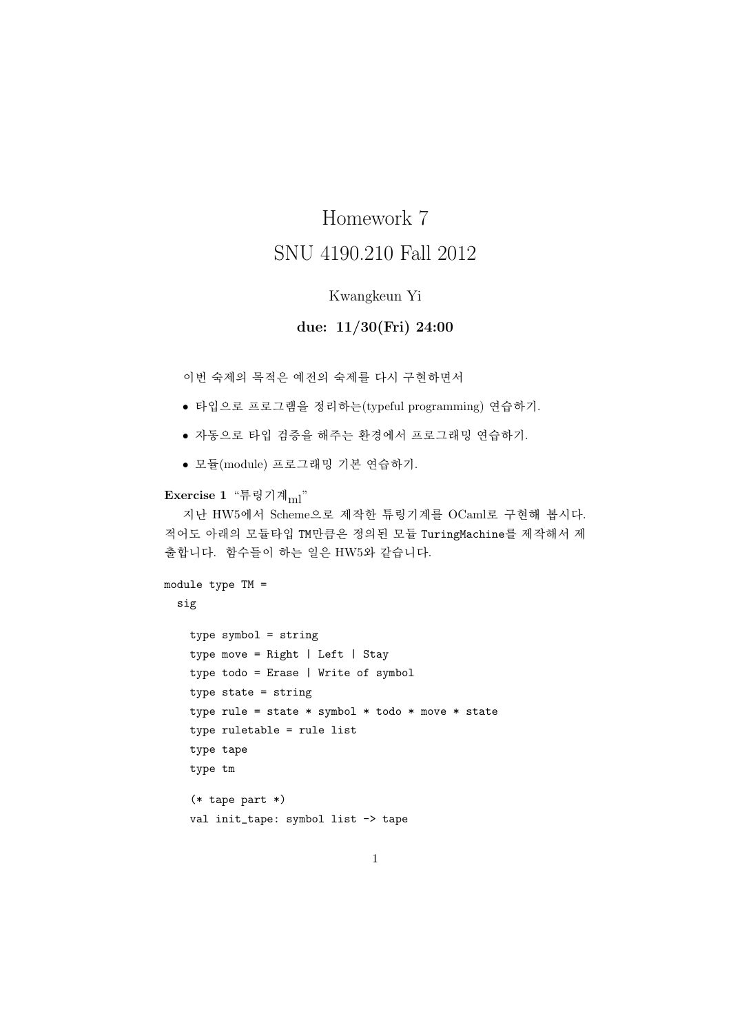# Homework 7

## SNU 4190.210 Fall 2012

Kwangkeun Yi

**due: 11/30(Fri) 24:00**

이번 숙제의 목적은 예전의 숙제를 다시 구현하면서

- 타입으로 프로그램을 정리하는(typeful programming) 연습하기.
- 자동으로 타입 검증을 해주는 환경에서 프로그래밍 연습하기.
- 모듈(module) 프로그래밍 기본 연습하기.

**Exercise 1** "튜링기계$_{\text{ml}}$"

지난 HW5에서 Scheme으로 제작한 튜링기계를 OCaml로 구현해 봅시다. 적어도 아래의 모듈타입 TM만큼은 정의된 모듈 TuringMachine를 제작해서 제출합니다. 함수들이 하는 일은 HW5와 같습니다.

```
module type TM =
  sig

    type symbol = string
    type move = Right | Left | Stay
    type todo = Erase | Write of symbol
    type state = string
    type rule = state * symbol * todo * move * state
    type ruletable = rule list
    type tape
    type tm

    (* tape part *)
    val init_tape: symbol list -> tape
```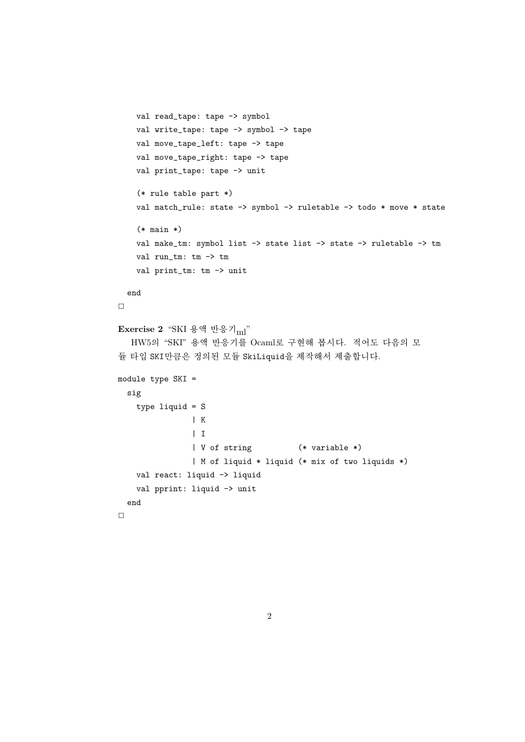```
    val read_tape: tape -> symbol
    val write_tape: tape -> symbol -> tape
    val move_tape_left: tape -> tape
    val move_tape_right: tape -> tape
    val print_tape: tape -> unit

    (* rule table part *)
    val match_rule: state -> symbol -> ruletable -> todo * move * state

    (* main *)
    val make_tm: symbol list -> state list -> state -> ruletable -> tm
    val run_tm: tm -> tm
    val print_tm: tm -> unit

  end
```

□

**Exercise 2** "SKI 용액 반응기$_{\text{ml}}$"

HW5의 "SKI" 용액 반응기를 Ocaml로 구현해 봅시다. 적어도 다음의 모듈 타입 SKI만큼은 정의된 모듈 SkiLiquid을 제작해서 제출합니다.

```
module type SKI =
  sig
    type liquid = S
                | K
                | I
                | V of string          (* variable *)
                | M of liquid * liquid (* mix of two liquids *)
    val react: liquid -> liquid
    val pprint: liquid -> unit
  end
```

□